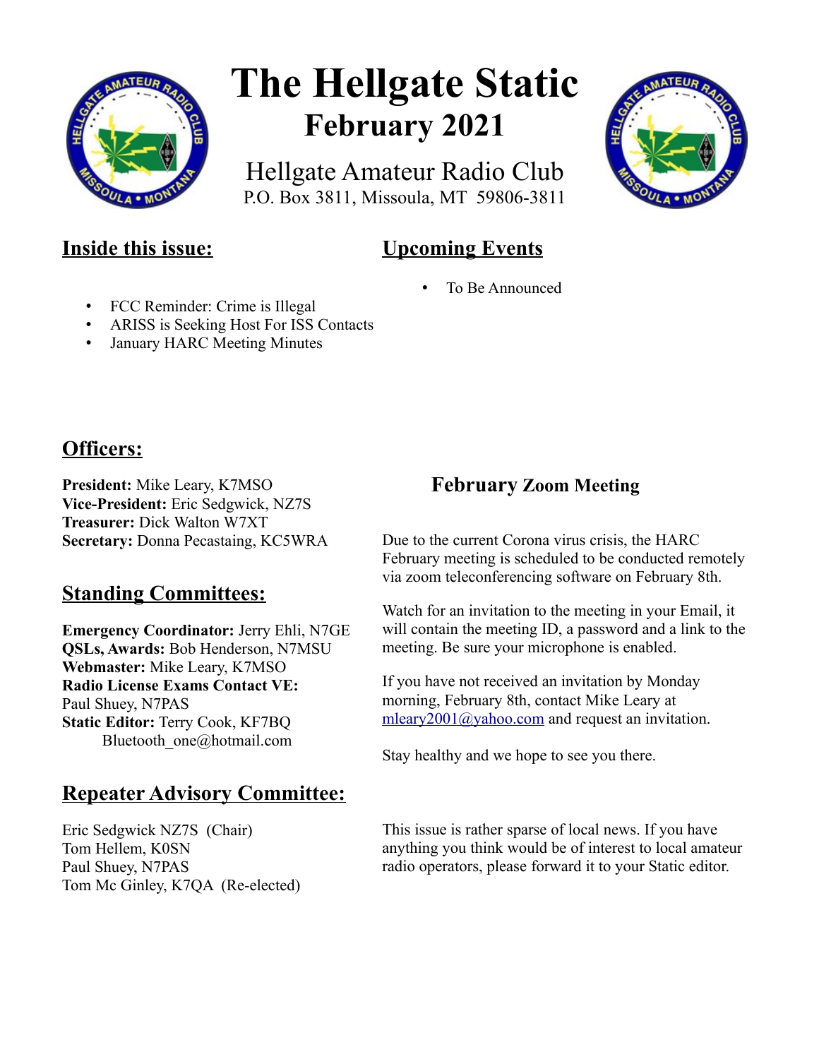# The Hellgate Static

## February 2021

Hellgate Amateur Radio Club
P.O. Box 3811, Missoula, MT 59806-3811

## Inside this issue:

- FCC Reminder: Crime is Illegal
- ARISS is Seeking Host For ISS Contacts
- January HARC Meeting Minutes

## Upcoming Events

- To Be Announced

## Officers:

**President:** Mike Leary, K7MSO
**Vice-President:** Eric Sedgwick, NZ7S
**Treasurer:** Dick Walton W7XT
**Secretary:** Donna Pecastaing, KC5WRA

## Standing Committees:

**Emergency Coordinator:** Jerry Ehli, N7GE
**QSLs, Awards:** Bob Henderson, N7MSU
**Webmaster:** Mike Leary, K7MSO
**Radio License Exams Contact VE:** Paul Shuey, N7PAS
**Static Editor:** Terry Cook, KF7BQ
Bluetooth_one@hotmail.com

## Repeater Advisory Committee:

Eric Sedgwick NZ7S (Chair)
Tom Hellem, K0SN
Paul Shuey, N7PAS
Tom Mc Ginley, K7QA (Re-elected)

## February Zoom Meeting

Due to the current Corona virus crisis, the HARC February meeting is scheduled to be conducted remotely via zoom teleconferencing software on February 8th.

Watch for an invitation to the meeting in your Email, it will contain the meeting ID, a password and a link to the meeting. Be sure your microphone is enabled.

If you have not received an invitation by Monday morning, February 8th, contact Mike Leary at mleary2001@yahoo.com and request an invitation.

Stay healthy and we hope to see you there.

This issue is rather sparse of local news. If you have anything you think would be of interest to local amateur radio operators, please forward it to your Static editor.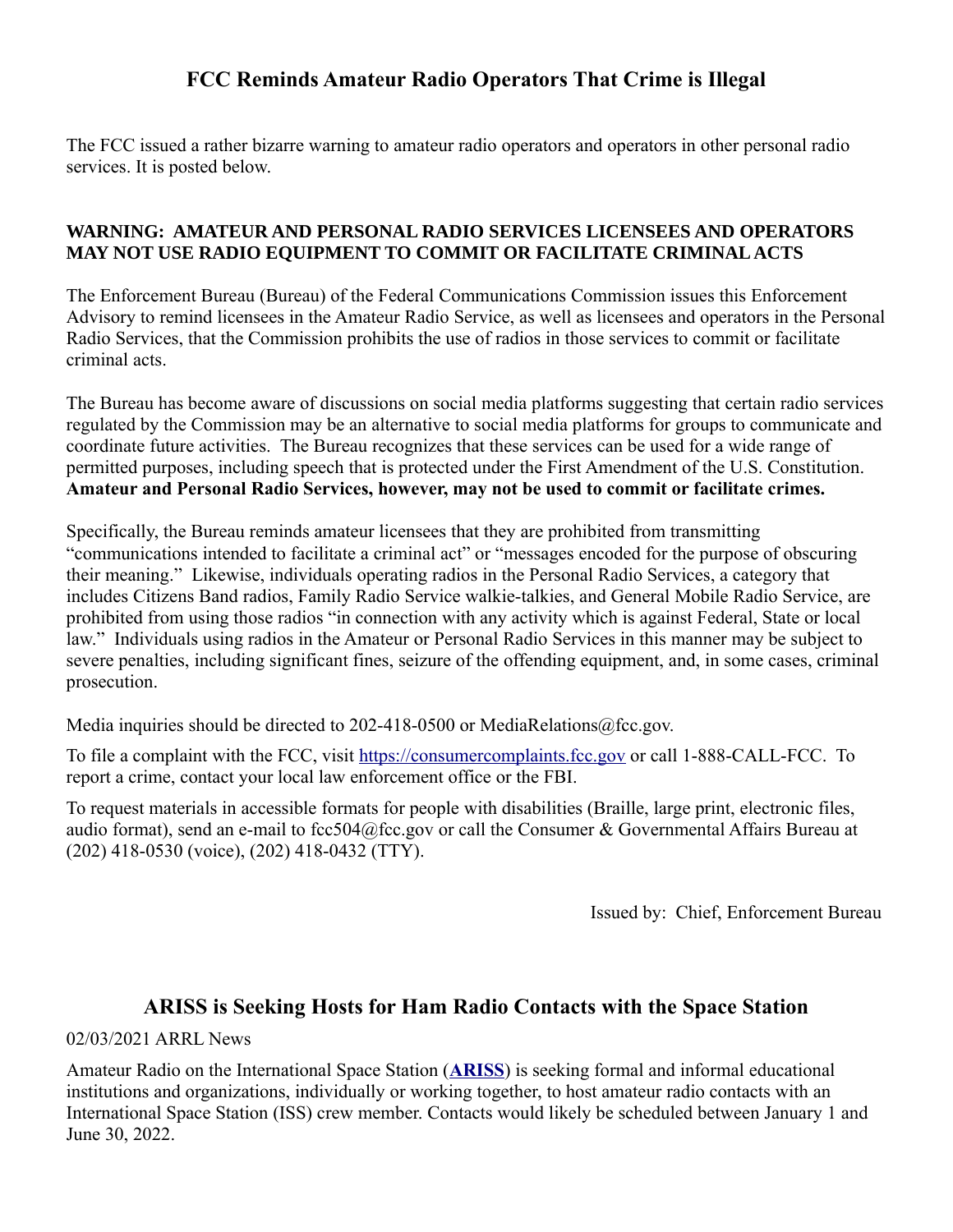## FCC Reminds Amateur Radio Operators That Crime is Illegal

The FCC issued a rather bizarre warning to amateur radio operators and operators in other personal radio services. It is posted below.

**WARNING: AMATEUR AND PERSONAL RADIO SERVICES LICENSEES AND OPERATORS MAY NOT USE RADIO EQUIPMENT TO COMMIT OR FACILITATE CRIMINAL ACTS**

The Enforcement Bureau (Bureau) of the Federal Communications Commission issues this Enforcement Advisory to remind licensees in the Amateur Radio Service, as well as licensees and operators in the Personal Radio Services, that the Commission prohibits the use of radios in those services to commit or facilitate criminal acts.

The Bureau has become aware of discussions on social media platforms suggesting that certain radio services regulated by the Commission may be an alternative to social media platforms for groups to communicate and coordinate future activities. The Bureau recognizes that these services can be used for a wide range of permitted purposes, including speech that is protected under the First Amendment of the U.S. Constitution. **Amateur and Personal Radio Services, however, may not be used to commit or facilitate crimes.**

Specifically, the Bureau reminds amateur licensees that they are prohibited from transmitting "communications intended to facilitate a criminal act" or "messages encoded for the purpose of obscuring their meaning." Likewise, individuals operating radios in the Personal Radio Services, a category that includes Citizens Band radios, Family Radio Service walkie-talkies, and General Mobile Radio Service, are prohibited from using those radios "in connection with any activity which is against Federal, State or local law." Individuals using radios in the Amateur or Personal Radio Services in this manner may be subject to severe penalties, including significant fines, seizure of the offending equipment, and, in some cases, criminal prosecution.

Media inquiries should be directed to 202-418-0500 or MediaRelations@fcc.gov.

To file a complaint with the FCC, visit https://consumercomplaints.fcc.gov or call 1-888-CALL-FCC. To report a crime, contact your local law enforcement office or the FBI.

To request materials in accessible formats for people with disabilities (Braille, large print, electronic files, audio format), send an e-mail to fcc504@fcc.gov or call the Consumer & Governmental Affairs Bureau at (202) 418-0530 (voice), (202) 418-0432 (TTY).

Issued by: Chief, Enforcement Bureau

## ARISS is Seeking Hosts for Ham Radio Contacts with the Space Station

02/03/2021 ARRL News

Amateur Radio on the International Space Station (**ARISS**) is seeking formal and informal educational institutions and organizations, individually or working together, to host amateur radio contacts with an International Space Station (ISS) crew member. Contacts would likely be scheduled between January 1 and June 30, 2022.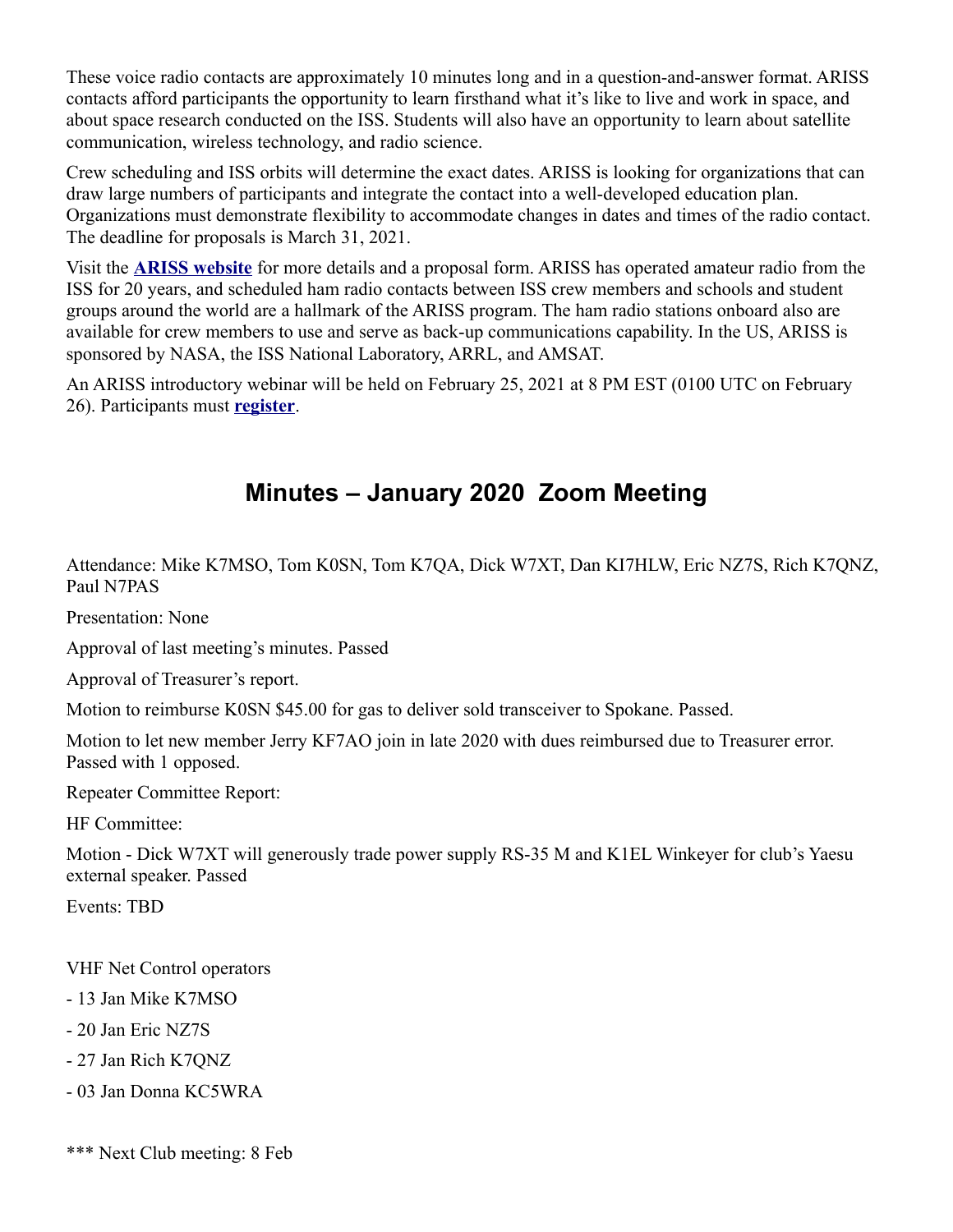These voice radio contacts are approximately 10 minutes long and in a question-and-answer format. ARISS contacts afford participants the opportunity to learn firsthand what it's like to live and work in space, and about space research conducted on the ISS. Students will also have an opportunity to learn about satellite communication, wireless technology, and radio science.

Crew scheduling and ISS orbits will determine the exact dates. ARISS is looking for organizations that can draw large numbers of participants and integrate the contact into a well-developed education plan. Organizations must demonstrate flexibility to accommodate changes in dates and times of the radio contact. The deadline for proposals is March 31, 2021.

Visit the **ARISS website** for more details and a proposal form. ARISS has operated amateur radio from the ISS for 20 years, and scheduled ham radio contacts between ISS crew members and schools and student groups around the world are a hallmark of the ARISS program. The ham radio stations onboard also are available for crew members to use and serve as back-up communications capability. In the US, ARISS is sponsored by NASA, the ISS National Laboratory, ARRL, and AMSAT.

An ARISS introductory webinar will be held on February 25, 2021 at 8 PM EST (0100 UTC on February 26). Participants must **register**.

## Minutes – January 2020 Zoom Meeting

Attendance: Mike K7MSO, Tom K0SN, Tom K7QA, Dick W7XT, Dan KI7HLW, Eric NZ7S, Rich K7QNZ, Paul N7PAS

Presentation: None

Approval of last meeting's minutes. Passed

Approval of Treasurer's report.

Motion to reimburse K0SN $45.00 for gas to deliver sold transceiver to Spokane. Passed.

Motion to let new member Jerry KF7AO join in late 2020 with dues reimbursed due to Treasurer error. Passed with 1 opposed.

Repeater Committee Report:

HF Committee:

Motion - Dick W7XT will generously trade power supply RS-35 M and K1EL Winkeyer for club's Yaesu external speaker. Passed

Events: TBD

VHF Net Control operators

- 13 Jan Mike K7MSO
- 20 Jan Eric NZ7S
- 27 Jan Rich K7QNZ
- 03 Jan Donna KC5WRA

*** Next Club meeting: 8 Feb